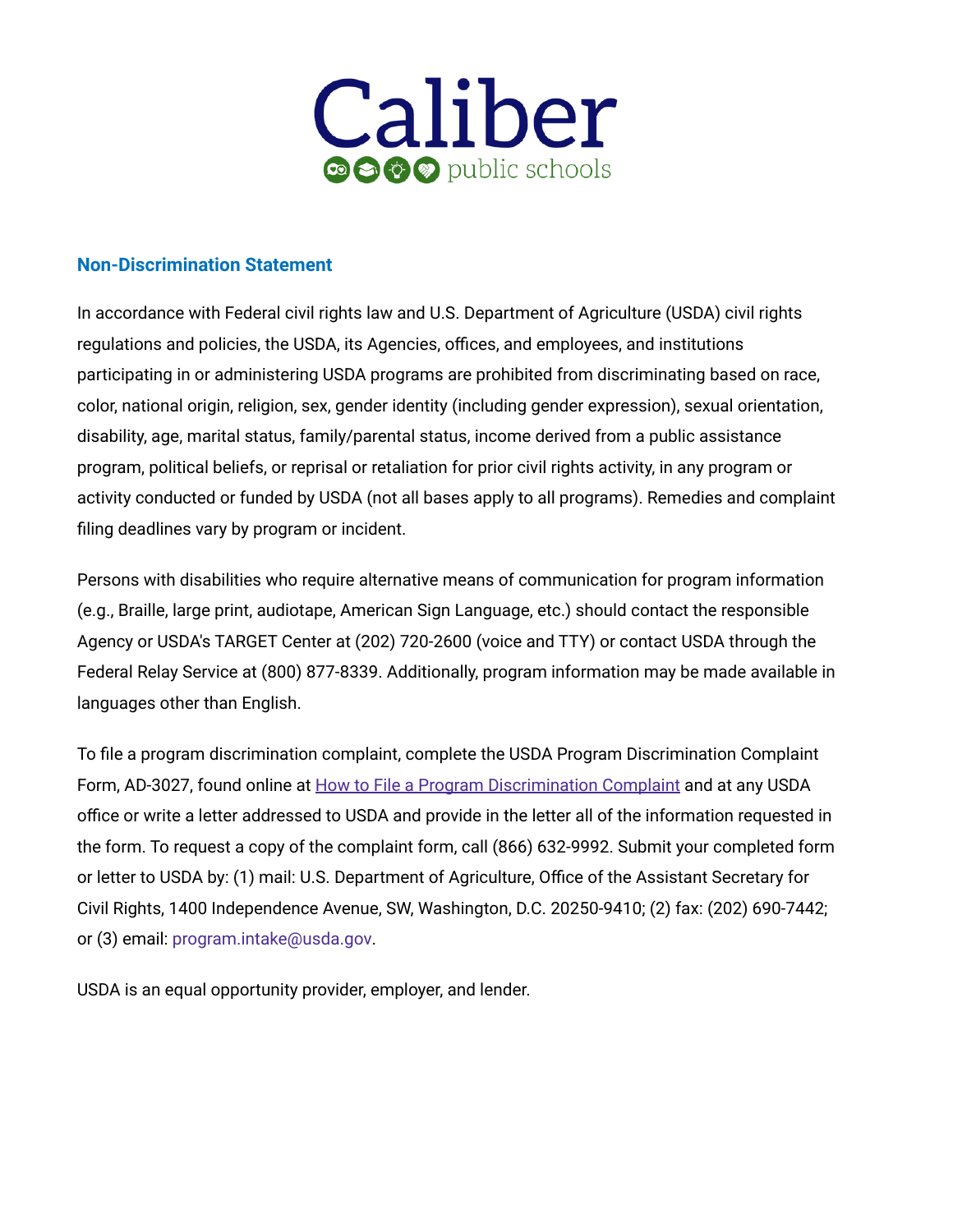Caliber

public schools

## Non-Discrimination Statement

In accordance with Federal civil rights law and U.S. Department of Agriculture (USDA) civil rights regulations and policies, the USDA, its Agencies, offices, and employees, and institutions participating in or administering USDA programs are prohibited from discriminating based on race, color, national origin, religion, sex, gender identity (including gender expression), sexual orientation, disability, age, marital status, family/parental status, income derived from a public assistance program, political beliefs, or reprisal or retaliation for prior civil rights activity, in any program or activity conducted or funded by USDA (not all bases apply to all programs). Remedies and complaint filing deadlines vary by program or incident.

Persons with disabilities who require alternative means of communication for program information (e.g., Braille, large print, audiotape, American Sign Language, etc.) should contact the responsible Agency or USDA's TARGET Center at (202) 720-2600 (voice and TTY) or contact USDA through the Federal Relay Service at (800) 877-8339. Additionally, program information may be made available in languages other than English.

To file a program discrimination complaint, complete the USDA Program Discrimination Complaint Form, AD-3027, found online at How to File a Program Discrimination Complaint and at any USDA office or write a letter addressed to USDA and provide in the letter all of the information requested in the form. To request a copy of the complaint form, call (866) 632-9992. Submit your completed form or letter to USDA by: (1) mail: U.S. Department of Agriculture, Office of the Assistant Secretary for Civil Rights, 1400 Independence Avenue, SW, Washington, D.C. 20250-9410; (2) fax: (202) 690-7442; or (3) email: program.intake@usda.gov.

USDA is an equal opportunity provider, employer, and lender.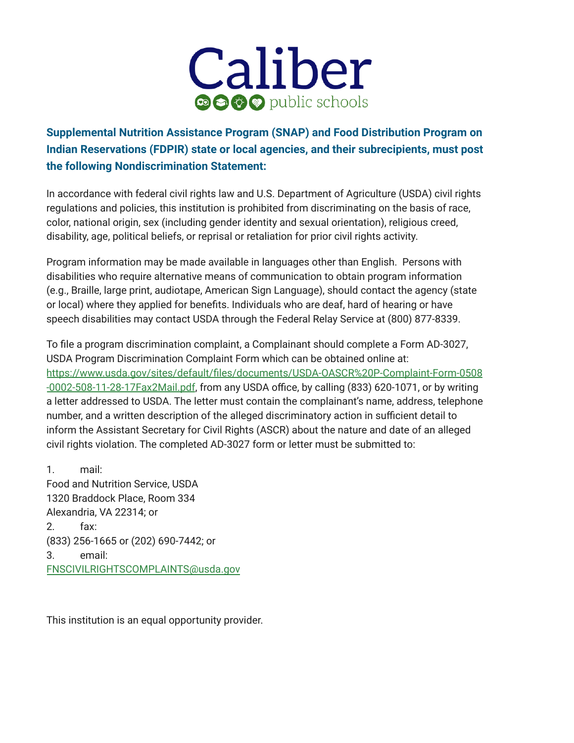Caliber public schools

**Supplemental Nutrition Assistance Program (SNAP) and Food Distribution Program on Indian Reservations (FDPIR) state or local agencies, and their subrecipients, must post the following Nondiscrimination Statement:**

In accordance with federal civil rights law and U.S. Department of Agriculture (USDA) civil rights regulations and policies, this institution is prohibited from discriminating on the basis of race, color, national origin, sex (including gender identity and sexual orientation), religious creed, disability, age, political beliefs, or reprisal or retaliation for prior civil rights activity.

Program information may be made available in languages other than English. Persons with disabilities who require alternative means of communication to obtain program information (e.g., Braille, large print, audiotape, American Sign Language), should contact the agency (state or local) where they applied for benefits. Individuals who are deaf, hard of hearing or have speech disabilities may contact USDA through the Federal Relay Service at (800) 877-8339.

To file a program discrimination complaint, a Complainant should complete a Form AD-3027, USDA Program Discrimination Complaint Form which can be obtained online at: https://www.usda.gov/sites/default/files/documents/USDA-OASCR%20P-Complaint-Form-0508-0002-508-11-28-17Fax2Mail.pdf, from any USDA office, by calling (833) 620-1071, or by writing a letter addressed to USDA. The letter must contain the complainant's name, address, telephone number, and a written description of the alleged discriminatory action in sufficient detail to inform the Assistant Secretary for Civil Rights (ASCR) about the nature and date of an alleged civil rights violation. The completed AD-3027 form or letter must be submitted to:

1. mail:
Food and Nutrition Service, USDA
1320 Braddock Place, Room 334
Alexandria, VA 22314; or
2. fax:
(833) 256-1665 or (202) 690-7442; or
3. email:
FNSCIVILRIGHTSCOMPLAINTS@usda.gov

This institution is an equal opportunity provider.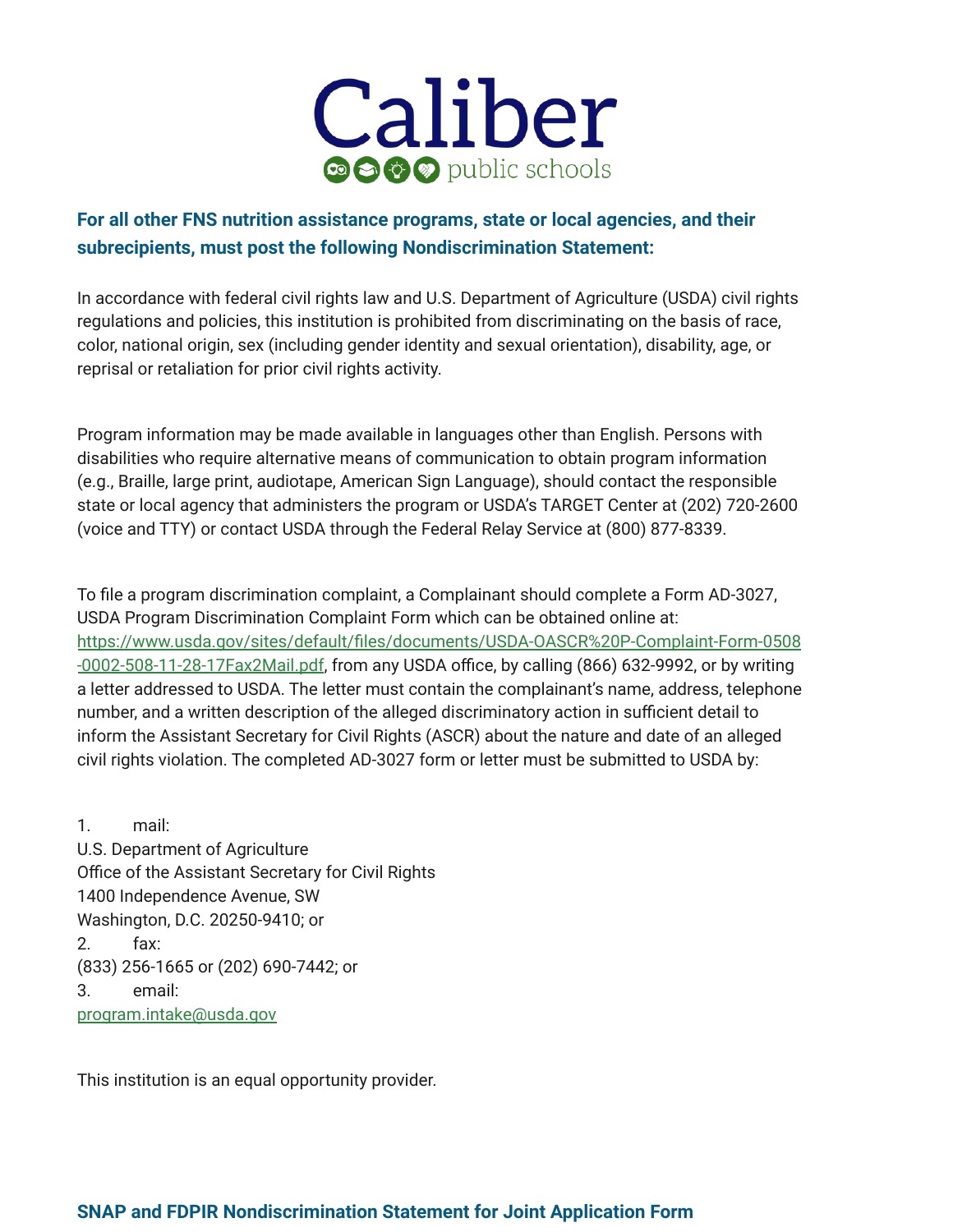Caliber public schools

**For all other FNS nutrition assistance programs, state or local agencies, and their subrecipients, must post the following Nondiscrimination Statement:**

In accordance with federal civil rights law and U.S. Department of Agriculture (USDA) civil rights regulations and policies, this institution is prohibited from discriminating on the basis of race, color, national origin, sex (including gender identity and sexual orientation), disability, age, or reprisal or retaliation for prior civil rights activity.

Program information may be made available in languages other than English. Persons with disabilities who require alternative means of communication to obtain program information (e.g., Braille, large print, audiotape, American Sign Language), should contact the responsible state or local agency that administers the program or USDA's TARGET Center at (202) 720-2600 (voice and TTY) or contact USDA through the Federal Relay Service at (800) 877-8339.

To file a program discrimination complaint, a Complainant should complete a Form AD-3027, USDA Program Discrimination Complaint Form which can be obtained online at: [https://www.usda.gov/sites/default/files/documents/USDA-OASCR%20P-Complaint-Form-0508-0002-508-11-28-17Fax2Mail.pdf](https://www.usda.gov/sites/default/files/documents/USDA-OASCR%20P-Complaint-Form-0508-0002-508-11-28-17Fax2Mail.pdf), from any USDA office, by calling (866) 632-9992, or by writing a letter addressed to USDA. The letter must contain the complainant's name, address, telephone number, and a written description of the alleged discriminatory action in sufficient detail to inform the Assistant Secretary for Civil Rights (ASCR) about the nature and date of an alleged civil rights violation. The completed AD-3027 form or letter must be submitted to USDA by:

1. mail:
U.S. Department of Agriculture
Office of the Assistant Secretary for Civil Rights
1400 Independence Avenue, SW
Washington, D.C. 20250-9410; or
2. fax:
(833) 256-1665 or (202) 690-7442; or
3. email:
[program.intake@usda.gov](mailto:program.intake@usda.gov)

This institution is an equal opportunity provider.

**SNAP and FDPIR Nondiscrimination Statement for Joint Application Form**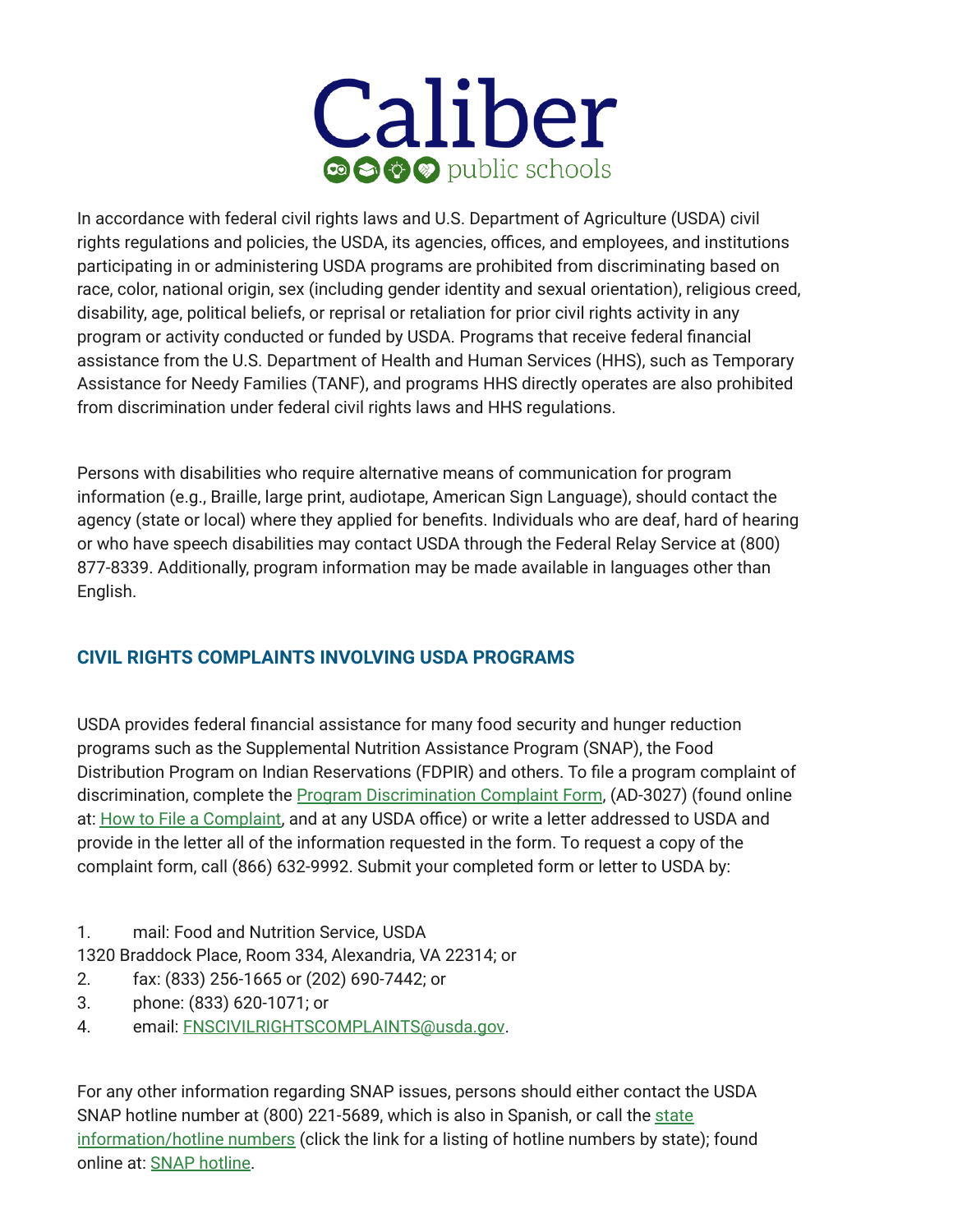Caliber
public schools

In accordance with federal civil rights laws and U.S. Department of Agriculture (USDA) civil rights regulations and policies, the USDA, its agencies, offices, and employees, and institutions participating in or administering USDA programs are prohibited from discriminating based on race, color, national origin, sex (including gender identity and sexual orientation), religious creed, disability, age, political beliefs, or reprisal or retaliation for prior civil rights activity in any program or activity conducted or funded by USDA. Programs that receive federal financial assistance from the U.S. Department of Health and Human Services (HHS), such as Temporary Assistance for Needy Families (TANF), and programs HHS directly operates are also prohibited from discrimination under federal civil rights laws and HHS regulations.

Persons with disabilities who require alternative means of communication for program information (e.g., Braille, large print, audiotape, American Sign Language), should contact the agency (state or local) where they applied for benefits. Individuals who are deaf, hard of hearing or who have speech disabilities may contact USDA through the Federal Relay Service at (800) 877-8339. Additionally, program information may be made available in languages other than English.

## CIVIL RIGHTS COMPLAINTS INVOLVING USDA PROGRAMS

USDA provides federal financial assistance for many food security and hunger reduction programs such as the Supplemental Nutrition Assistance Program (SNAP), the Food Distribution Program on Indian Reservations (FDPIR) and others. To file a program complaint of discrimination, complete the Program Discrimination Complaint Form, (AD-3027) (found online at: How to File a Complaint, and at any USDA office) or write a letter addressed to USDA and provide in the letter all of the information requested in the form. To request a copy of the complaint form, call (866) 632-9992. Submit your completed form or letter to USDA by:

1. mail: Food and Nutrition Service, USDA
1320 Braddock Place, Room 334, Alexandria, VA 22314; or
2. fax: (833) 256-1665 or (202) 690-7442; or
3. phone: (833) 620-1071; or
4. email: FNSCIVILRIGHTSCOMPLAINTS@usda.gov.

For any other information regarding SNAP issues, persons should either contact the USDA SNAP hotline number at (800) 221-5689, which is also in Spanish, or call the state information/hotline numbers (click the link for a listing of hotline numbers by state); found online at: SNAP hotline.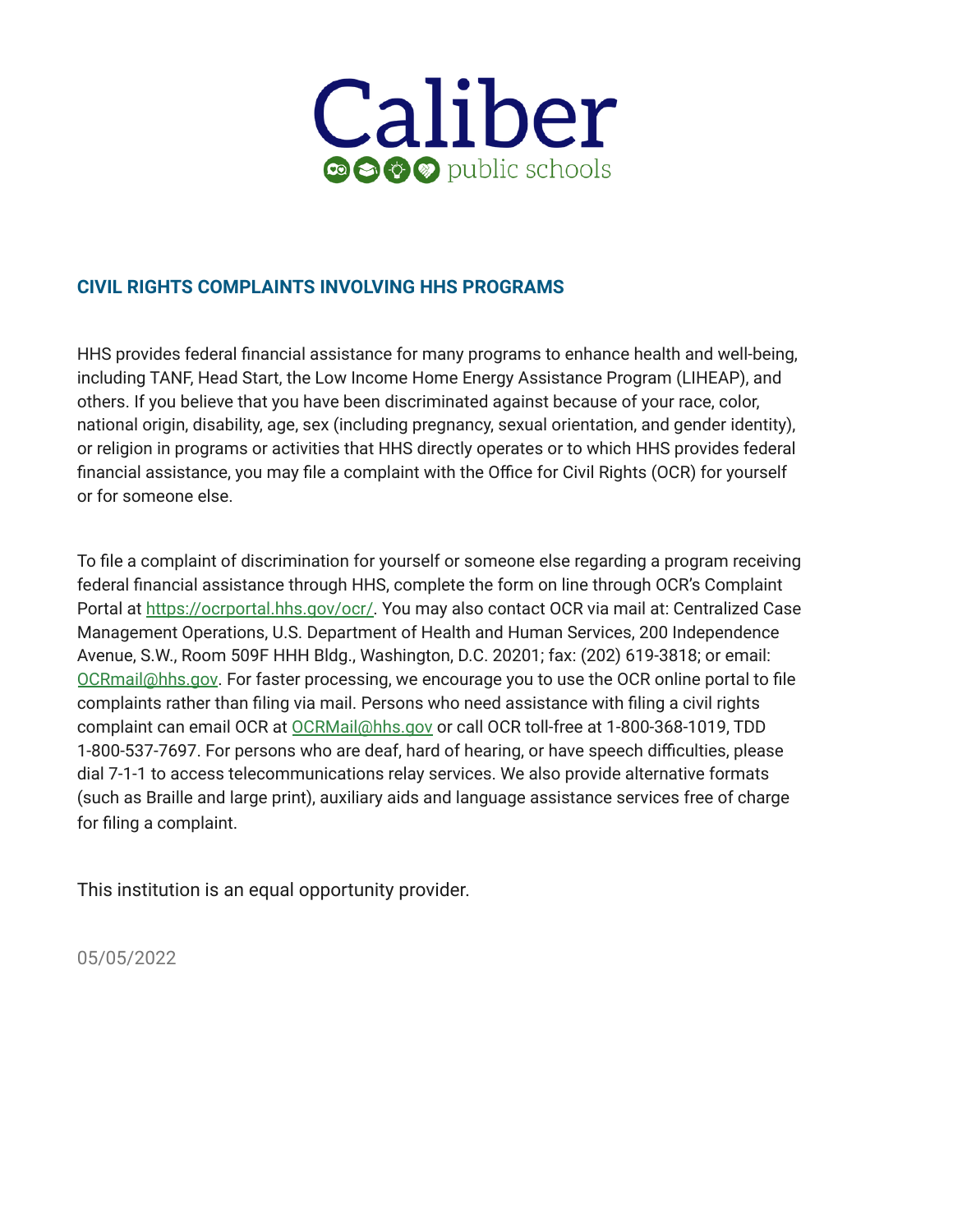Caliber public schools

## CIVIL RIGHTS COMPLAINTS INVOLVING HHS PROGRAMS

HHS provides federal financial assistance for many programs to enhance health and well-being, including TANF, Head Start, the Low Income Home Energy Assistance Program (LIHEAP), and others. If you believe that you have been discriminated against because of your race, color, national origin, disability, age, sex (including pregnancy, sexual orientation, and gender identity), or religion in programs or activities that HHS directly operates or to which HHS provides federal financial assistance, you may file a complaint with the Office for Civil Rights (OCR) for yourself or for someone else.

To file a complaint of discrimination for yourself or someone else regarding a program receiving federal financial assistance through HHS, complete the form on line through OCR's Complaint Portal at [https://ocrportal.hhs.gov/ocr/](https://ocrportal.hhs.gov/ocr/). You may also contact OCR via mail at: Centralized Case Management Operations, U.S. Department of Health and Human Services, 200 Independence Avenue, S.W., Room 509F HHH Bldg., Washington, D.C. 20201; fax: (202) 619-3818; or email: [OCRmail@hhs.gov](mailto:OCRmail@hhs.gov). For faster processing, we encourage you to use the OCR online portal to file complaints rather than filing via mail. Persons who need assistance with filing a civil rights complaint can email OCR at [OCRMail@hhs.gov](mailto:OCRMail@hhs.gov) or call OCR toll-free at 1-800-368-1019, TDD 1-800-537-7697. For persons who are deaf, hard of hearing, or have speech difficulties, please dial 7-1-1 to access telecommunications relay services. We also provide alternative formats (such as Braille and large print), auxiliary aids and language assistance services free of charge for filing a complaint.

This institution is an equal opportunity provider.

05/05/2022